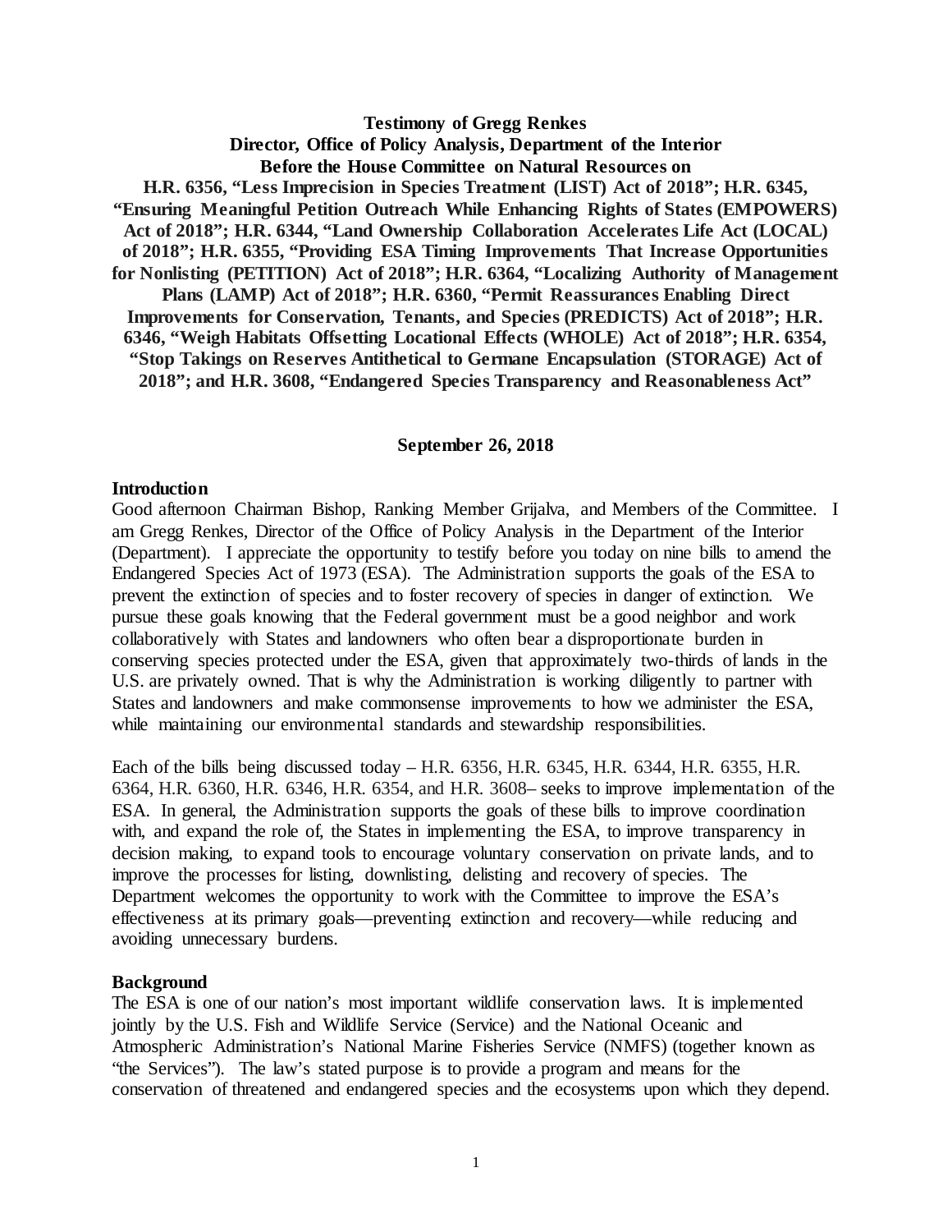**Testimony of Gregg Renkes**
**Director, Office of Policy Analysis, Department of the Interior**
**Before the House Committee on Natural Resources on**
**H.R. 6356, "Less Imprecision in Species Treatment (LIST) Act of 2018"; H.R. 6345, "Ensuring Meaningful Petition Outreach While Enhancing Rights of States (EMPOWERS) Act of 2018"; H.R. 6344, "Land Ownership Collaboration Accelerates Life Act (LOCAL) of 2018"; H.R. 6355, "Providing ESA Timing Improvements That Increase Opportunities for Nonlisting (PETITION) Act of 2018"; H.R. 6364, "Localizing Authority of Management Plans (LAMP) Act of 2018"; H.R. 6360, "Permit Reassurances Enabling Direct Improvements for Conservation, Tenants, and Species (PREDICTS) Act of 2018"; H.R. 6346, "Weigh Habitats Offsetting Locational Effects (WHOLE) Act of 2018"; H.R. 6354, "Stop Takings on Reserves Antithetical to Germane Encapsulation (STORAGE) Act of 2018"; and H.R. 3608, "Endangered Species Transparency and Reasonableness Act"**

**September 26, 2018**

**Introduction**

Good afternoon Chairman Bishop, Ranking Member Grijalva, and Members of the Committee. I am Gregg Renkes, Director of the Office of Policy Analysis in the Department of the Interior (Department). I appreciate the opportunity to testify before you today on nine bills to amend the Endangered Species Act of 1973 (ESA). The Administration supports the goals of the ESA to prevent the extinction of species and to foster recovery of species in danger of extinction. We pursue these goals knowing that the Federal government must be a good neighbor and work collaboratively with States and landowners who often bear a disproportionate burden in conserving species protected under the ESA, given that approximately two-thirds of lands in the U.S. are privately owned. That is why the Administration is working diligently to partner with States and landowners and make commonsense improvements to how we administer the ESA, while maintaining our environmental standards and stewardship responsibilities.

Each of the bills being discussed today – H.R. 6356, H.R. 6345, H.R. 6344, H.R. 6355, H.R. 6364, H.R. 6360, H.R. 6346, H.R. 6354, and H.R. 3608– seeks to improve implementation of the ESA. In general, the Administration supports the goals of these bills to improve coordination with, and expand the role of, the States in implementing the ESA, to improve transparency in decision making, to expand tools to encourage voluntary conservation on private lands, and to improve the processes for listing, downlisting, delisting and recovery of species. The Department welcomes the opportunity to work with the Committee to improve the ESA's effectiveness at its primary goals—preventing extinction and recovery—while reducing and avoiding unnecessary burdens.

**Background**

The ESA is one of our nation's most important wildlife conservation laws. It is implemented jointly by the U.S. Fish and Wildlife Service (Service) and the National Oceanic and Atmospheric Administration's National Marine Fisheries Service (NMFS) (together known as "the Services"). The law's stated purpose is to provide a program and means for the conservation of threatened and endangered species and the ecosystems upon which they depend.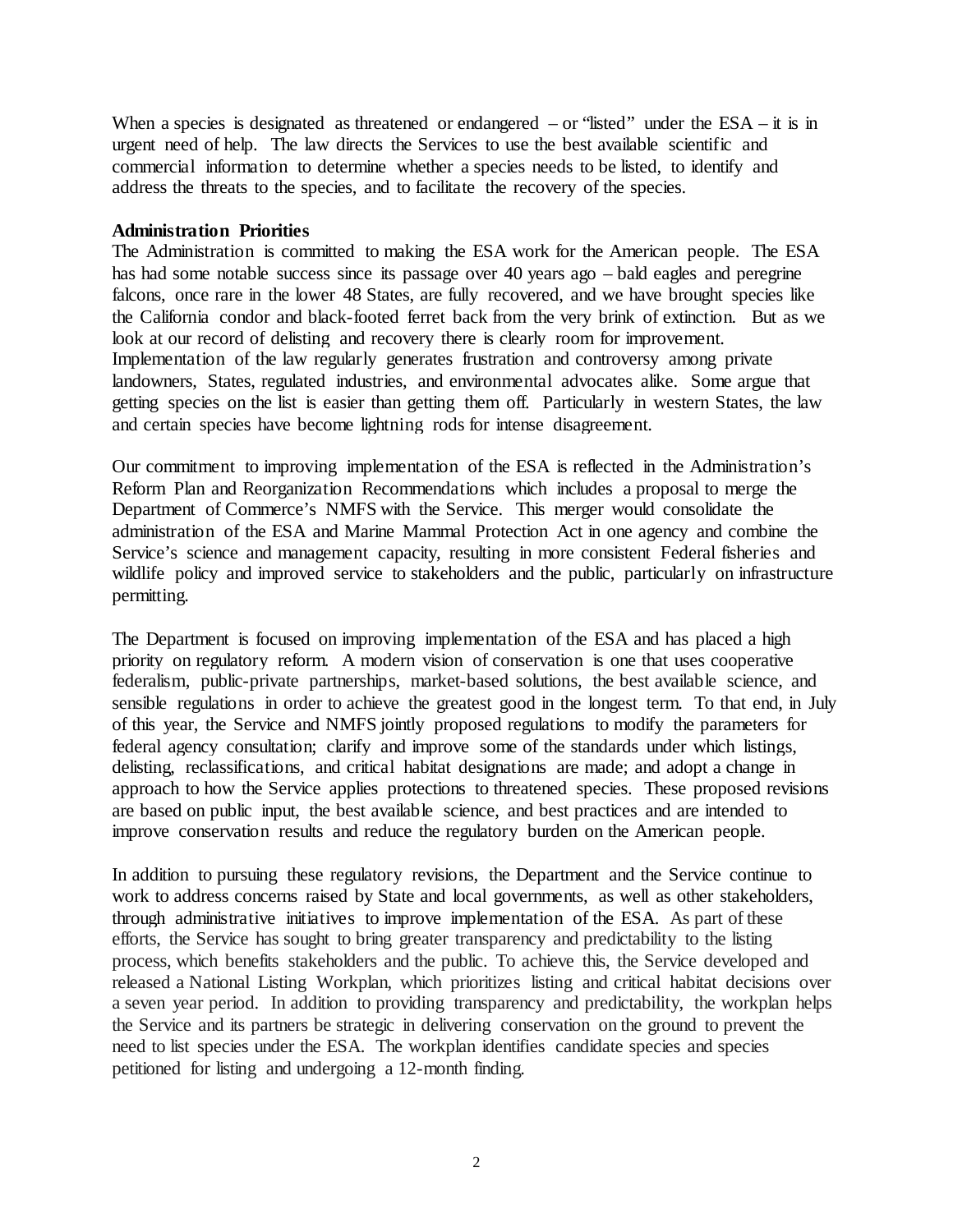When a species is designated as threatened or endangered – or "listed" under the ESA – it is in urgent need of help. The law directs the Services to use the best available scientific and commercial information to determine whether a species needs to be listed, to identify and address the threats to the species, and to facilitate the recovery of the species.

**Administration Priorities**

The Administration is committed to making the ESA work for the American people. The ESA has had some notable success since its passage over 40 years ago – bald eagles and peregrine falcons, once rare in the lower 48 States, are fully recovered, and we have brought species like the California condor and black-footed ferret back from the very brink of extinction. But as we look at our record of delisting and recovery there is clearly room for improvement. Implementation of the law regularly generates frustration and controversy among private landowners, States, regulated industries, and environmental advocates alike. Some argue that getting species on the list is easier than getting them off. Particularly in western States, the law and certain species have become lightning rods for intense disagreement.

Our commitment to improving implementation of the ESA is reflected in the Administration's Reform Plan and Reorganization Recommendations which includes a proposal to merge the Department of Commerce's NMFS with the Service. This merger would consolidate the administration of the ESA and Marine Mammal Protection Act in one agency and combine the Service's science and management capacity, resulting in more consistent Federal fisheries and wildlife policy and improved service to stakeholders and the public, particularly on infrastructure permitting.

The Department is focused on improving implementation of the ESA and has placed a high priority on regulatory reform. A modern vision of conservation is one that uses cooperative federalism, public-private partnerships, market-based solutions, the best available science, and sensible regulations in order to achieve the greatest good in the longest term. To that end, in July of this year, the Service and NMFS jointly proposed regulations to modify the parameters for federal agency consultation; clarify and improve some of the standards under which listings, delisting, reclassifications, and critical habitat designations are made; and adopt a change in approach to how the Service applies protections to threatened species. These proposed revisions are based on public input, the best available science, and best practices and are intended to improve conservation results and reduce the regulatory burden on the American people.

In addition to pursuing these regulatory revisions, the Department and the Service continue to work to address concerns raised by State and local governments, as well as other stakeholders, through administrative initiatives to improve implementation of the ESA. As part of these efforts, the Service has sought to bring greater transparency and predictability to the listing process, which benefits stakeholders and the public. To achieve this, the Service developed and released a National Listing Workplan, which prioritizes listing and critical habitat decisions over a seven year period. In addition to providing transparency and predictability, the workplan helps the Service and its partners be strategic in delivering conservation on the ground to prevent the need to list species under the ESA. The workplan identifies candidate species and species petitioned for listing and undergoing a 12-month finding.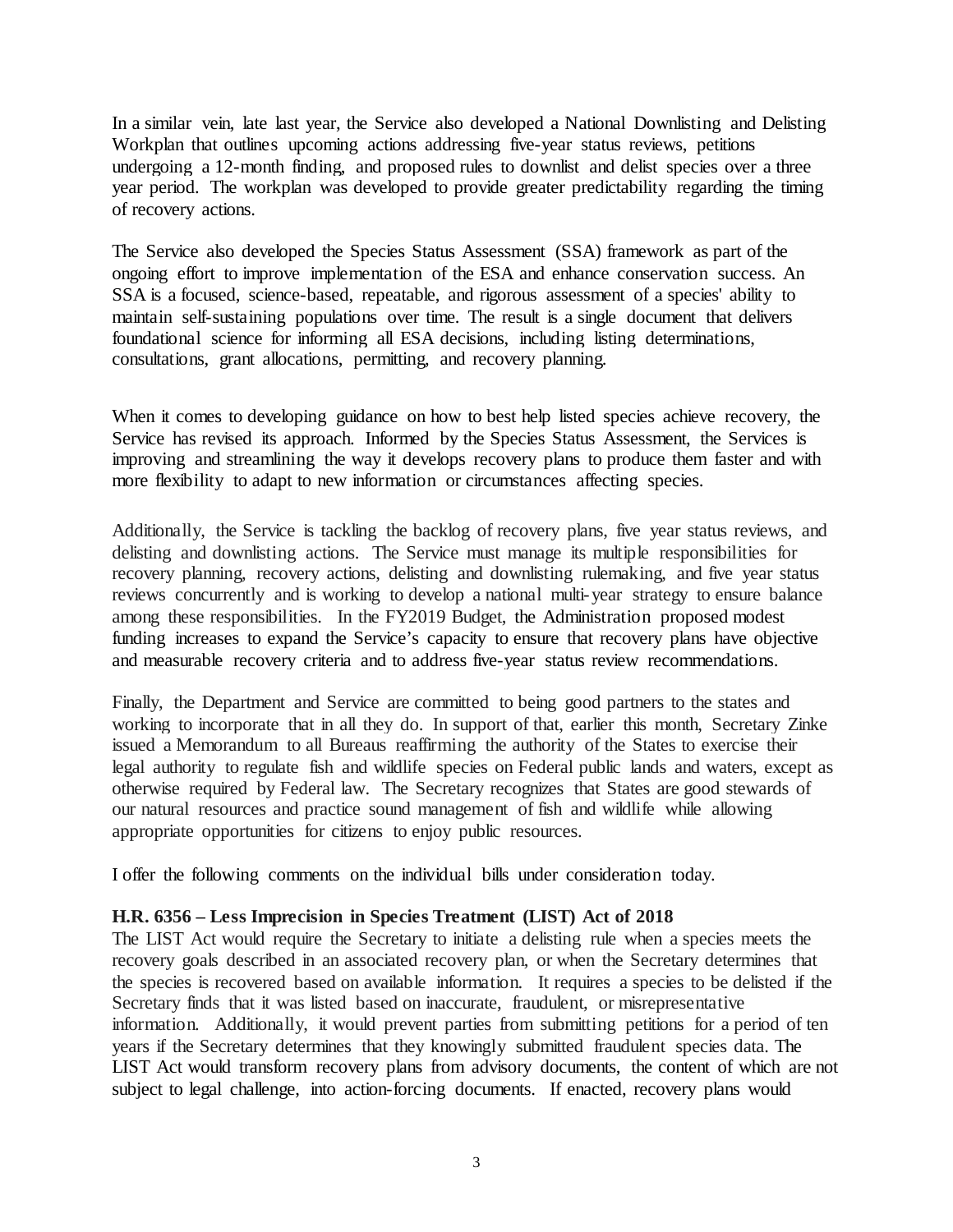In a similar vein, late last year, the Service also developed a National Downlisting and Delisting Workplan that outlines upcoming actions addressing five-year status reviews, petitions undergoing a 12-month finding, and proposed rules to downlist and delist species over a three year period. The workplan was developed to provide greater predictability regarding the timing of recovery actions.

The Service also developed the Species Status Assessment (SSA) framework as part of the ongoing effort to improve implementation of the ESA and enhance conservation success. An SSA is a focused, science-based, repeatable, and rigorous assessment of a species' ability to maintain self-sustaining populations over time. The result is a single document that delivers foundational science for informing all ESA decisions, including listing determinations, consultations, grant allocations, permitting, and recovery planning.

When it comes to developing guidance on how to best help listed species achieve recovery, the Service has revised its approach. Informed by the Species Status Assessment, the Services is improving and streamlining the way it develops recovery plans to produce them faster and with more flexibility to adapt to new information or circumstances affecting species.

Additionally, the Service is tackling the backlog of recovery plans, five year status reviews, and delisting and downlisting actions. The Service must manage its multiple responsibilities for recovery planning, recovery actions, delisting and downlisting rulemaking, and five year status reviews concurrently and is working to develop a national multi-year strategy to ensure balance among these responsibilities. In the FY2019 Budget, the Administration proposed modest funding increases to expand the Service's capacity to ensure that recovery plans have objective and measurable recovery criteria and to address five-year status review recommendations.

Finally, the Department and Service are committed to being good partners to the states and working to incorporate that in all they do. In support of that, earlier this month, Secretary Zinke issued a Memorandum to all Bureaus reaffirming the authority of the States to exercise their legal authority to regulate fish and wildlife species on Federal public lands and waters, except as otherwise required by Federal law. The Secretary recognizes that States are good stewards of our natural resources and practice sound management of fish and wildlife while allowing appropriate opportunities for citizens to enjoy public resources.

I offer the following comments on the individual bills under consideration today.

**H.R. 6356 – Less Imprecision in Species Treatment (LIST) Act of 2018**

The LIST Act would require the Secretary to initiate a delisting rule when a species meets the recovery goals described in an associated recovery plan, or when the Secretary determines that the species is recovered based on available information. It requires a species to be delisted if the Secretary finds that it was listed based on inaccurate, fraudulent, or misrepresentative information. Additionally, it would prevent parties from submitting petitions for a period of ten years if the Secretary determines that they knowingly submitted fraudulent species data. The LIST Act would transform recovery plans from advisory documents, the content of which are not subject to legal challenge, into action-forcing documents. If enacted, recovery plans would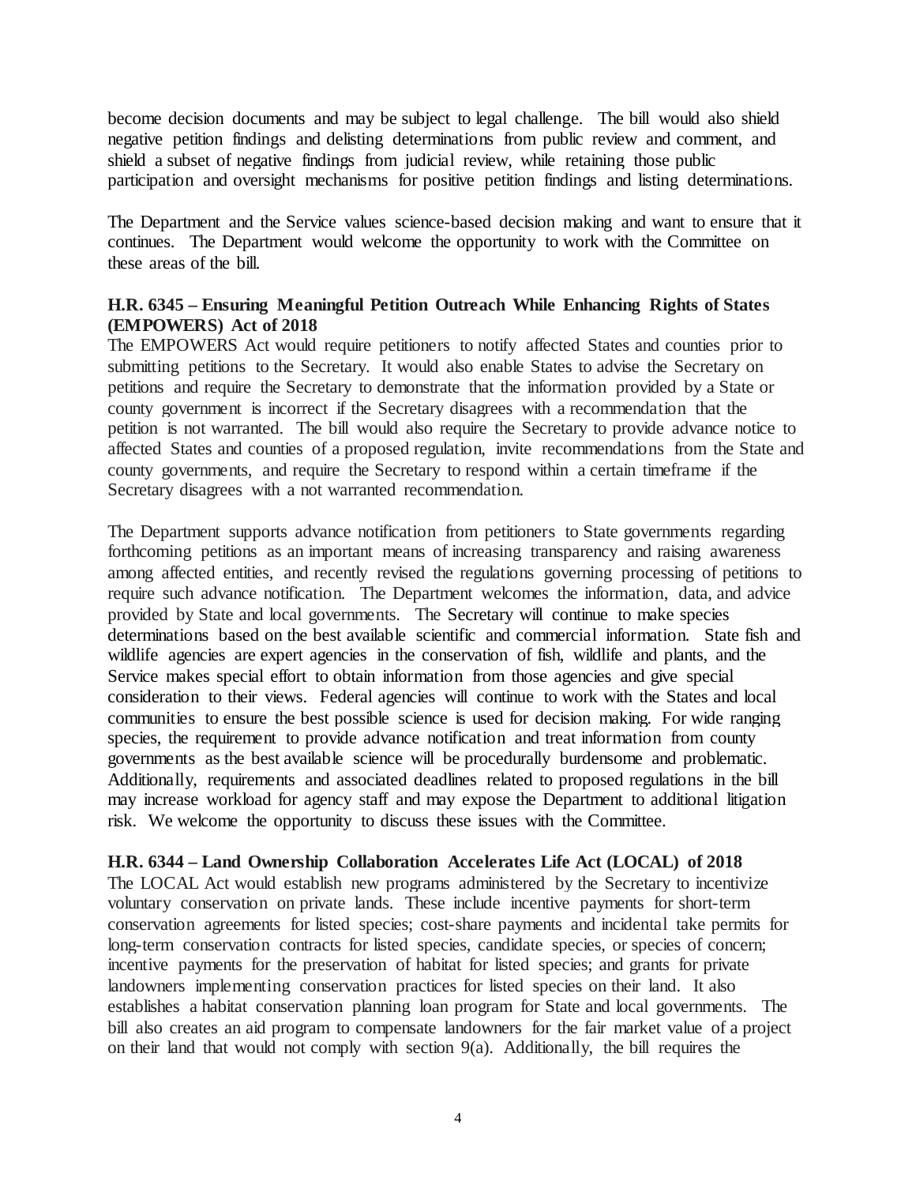become decision documents and may be subject to legal challenge. The bill would also shield negative petition findings and delisting determinations from public review and comment, and shield a subset of negative findings from judicial review, while retaining those public participation and oversight mechanisms for positive petition findings and listing determinations.

The Department and the Service values science-based decision making and want to ensure that it continues. The Department would welcome the opportunity to work with the Committee on these areas of the bill.

**H.R. 6345 – Ensuring Meaningful Petition Outreach While Enhancing Rights of States (EMPOWERS) Act of 2018**

The EMPOWERS Act would require petitioners to notify affected States and counties prior to submitting petitions to the Secretary. It would also enable States to advise the Secretary on petitions and require the Secretary to demonstrate that the information provided by a State or county government is incorrect if the Secretary disagrees with a recommendation that the petition is not warranted. The bill would also require the Secretary to provide advance notice to affected States and counties of a proposed regulation, invite recommendations from the State and county governments, and require the Secretary to respond within a certain timeframe if the Secretary disagrees with a not warranted recommendation.

The Department supports advance notification from petitioners to State governments regarding forthcoming petitions as an important means of increasing transparency and raising awareness among affected entities, and recently revised the regulations governing processing of petitions to require such advance notification. The Department welcomes the information, data, and advice provided by State and local governments. The Secretary will continue to make species determinations based on the best available scientific and commercial information. State fish and wildlife agencies are expert agencies in the conservation of fish, wildlife and plants, and the Service makes special effort to obtain information from those agencies and give special consideration to their views. Federal agencies will continue to work with the States and local communities to ensure the best possible science is used for decision making. For wide ranging species, the requirement to provide advance notification and treat information from county governments as the best available science will be procedurally burdensome and problematic. Additionally, requirements and associated deadlines related to proposed regulations in the bill may increase workload for agency staff and may expose the Department to additional litigation risk. We welcome the opportunity to discuss these issues with the Committee.

**H.R. 6344 – Land Ownership Collaboration Accelerates Life Act (LOCAL) of 2018**

The LOCAL Act would establish new programs administered by the Secretary to incentivize voluntary conservation on private lands. These include incentive payments for short-term conservation agreements for listed species; cost-share payments and incidental take permits for long-term conservation contracts for listed species, candidate species, or species of concern; incentive payments for the preservation of habitat for listed species; and grants for private landowners implementing conservation practices for listed species on their land. It also establishes a habitat conservation planning loan program for State and local governments. The bill also creates an aid program to compensate landowners for the fair market value of a project on their land that would not comply with section 9(a). Additionally, the bill requires the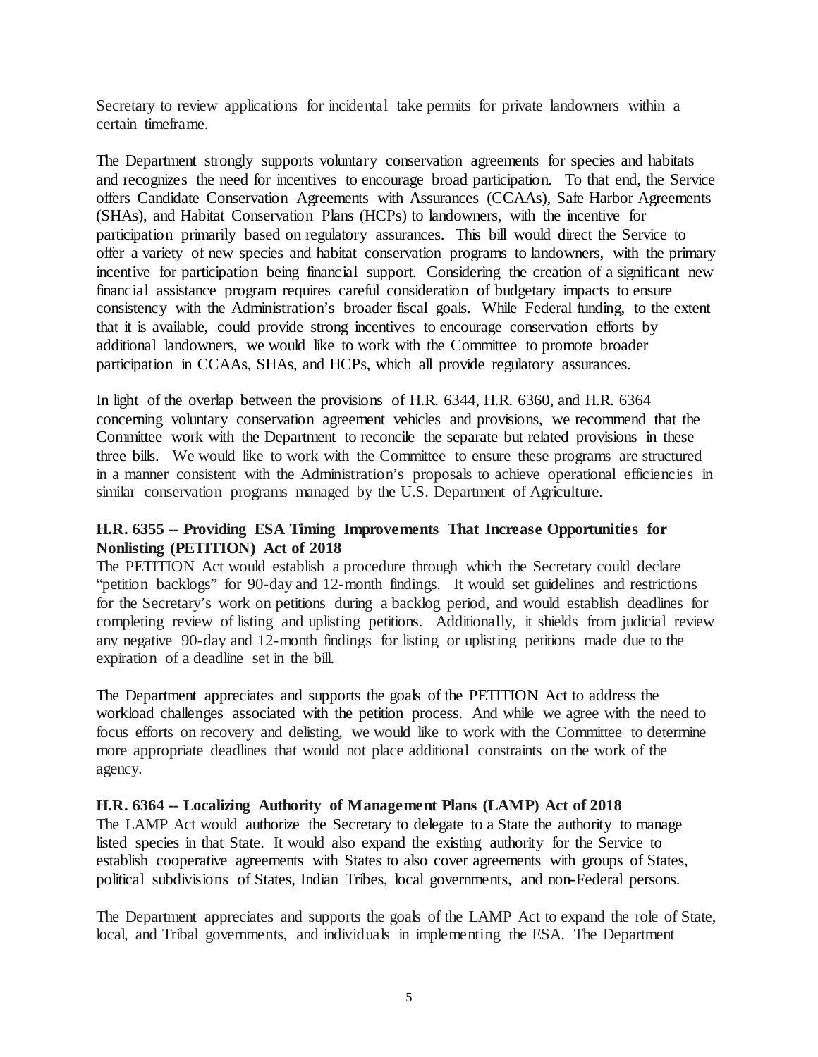Secretary to review applications for incidental take permits for private landowners within a certain timeframe.

The Department strongly supports voluntary conservation agreements for species and habitats and recognizes the need for incentives to encourage broad participation. To that end, the Service offers Candidate Conservation Agreements with Assurances (CCAAs), Safe Harbor Agreements (SHAs), and Habitat Conservation Plans (HCPs) to landowners, with the incentive for participation primarily based on regulatory assurances. This bill would direct the Service to offer a variety of new species and habitat conservation programs to landowners, with the primary incentive for participation being financial support. Considering the creation of a significant new financial assistance program requires careful consideration of budgetary impacts to ensure consistency with the Administration's broader fiscal goals. While Federal funding, to the extent that it is available, could provide strong incentives to encourage conservation efforts by additional landowners, we would like to work with the Committee to promote broader participation in CCAAs, SHAs, and HCPs, which all provide regulatory assurances.

In light of the overlap between the provisions of H.R. 6344, H.R. 6360, and H.R. 6364 concerning voluntary conservation agreement vehicles and provisions, we recommend that the Committee work with the Department to reconcile the separate but related provisions in these three bills. We would like to work with the Committee to ensure these programs are structured in a manner consistent with the Administration's proposals to achieve operational efficiencies in similar conservation programs managed by the U.S. Department of Agriculture.

**H.R. 6355 -- Providing ESA Timing Improvements That Increase Opportunities for Nonlisting (PETITION) Act of 2018**

The PETITION Act would establish a procedure through which the Secretary could declare "petition backlogs" for 90-day and 12-month findings. It would set guidelines and restrictions for the Secretary's work on petitions during a backlog period, and would establish deadlines for completing review of listing and uplisting petitions. Additionally, it shields from judicial review any negative 90-day and 12-month findings for listing or uplisting petitions made due to the expiration of a deadline set in the bill.

The Department appreciates and supports the goals of the PETITION Act to address the workload challenges associated with the petition process. And while we agree with the need to focus efforts on recovery and delisting, we would like to work with the Committee to determine more appropriate deadlines that would not place additional constraints on the work of the agency.

**H.R. 6364 -- Localizing Authority of Management Plans (LAMP) Act of 2018**

The LAMP Act would authorize the Secretary to delegate to a State the authority to manage listed species in that State. It would also expand the existing authority for the Service to establish cooperative agreements with States to also cover agreements with groups of States, political subdivisions of States, Indian Tribes, local governments, and non-Federal persons.

The Department appreciates and supports the goals of the LAMP Act to expand the role of State, local, and Tribal governments, and individuals in implementing the ESA. The Department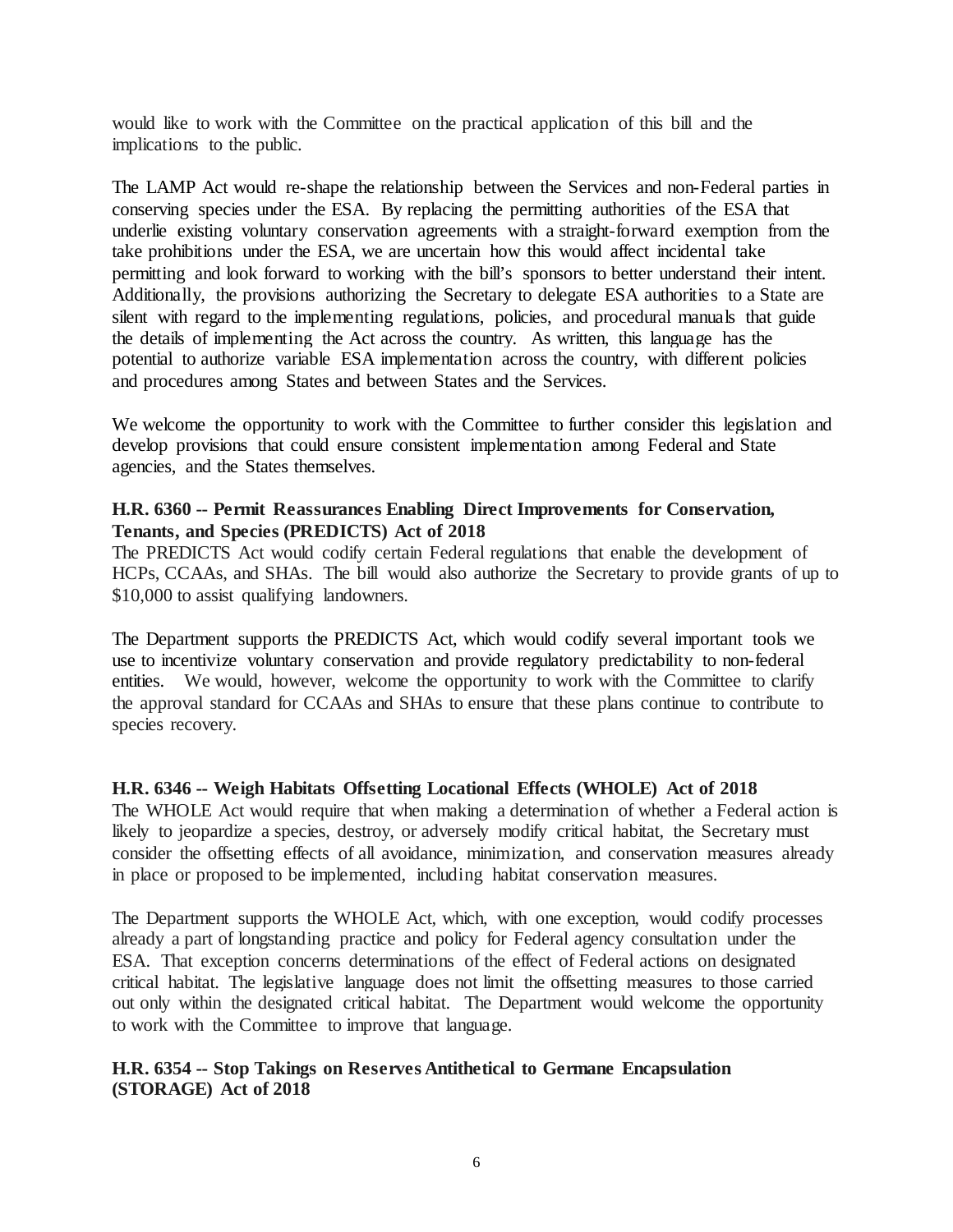would like to work with the Committee on the practical application of this bill and the implications to the public.

The LAMP Act would re-shape the relationship between the Services and non-Federal parties in conserving species under the ESA. By replacing the permitting authorities of the ESA that underlie existing voluntary conservation agreements with a straight-forward exemption from the take prohibitions under the ESA, we are uncertain how this would affect incidental take permitting and look forward to working with the bill's sponsors to better understand their intent. Additionally, the provisions authorizing the Secretary to delegate ESA authorities to a State are silent with regard to the implementing regulations, policies, and procedural manuals that guide the details of implementing the Act across the country. As written, this language has the potential to authorize variable ESA implementation across the country, with different policies and procedures among States and between States and the Services.

We welcome the opportunity to work with the Committee to further consider this legislation and develop provisions that could ensure consistent implementation among Federal and State agencies, and the States themselves.

**H.R. 6360 -- Permit Reassurances Enabling Direct Improvements for Conservation, Tenants, and Species (PREDICTS) Act of 2018**

The PREDICTS Act would codify certain Federal regulations that enable the development of HCPs, CCAAs, and SHAs. The bill would also authorize the Secretary to provide grants of up to $10,000 to assist qualifying landowners.

The Department supports the PREDICTS Act, which would codify several important tools we use to incentivize voluntary conservation and provide regulatory predictability to non-federal entities. We would, however, welcome the opportunity to work with the Committee to clarify the approval standard for CCAAs and SHAs to ensure that these plans continue to contribute to species recovery.

**H.R. 6346 -- Weigh Habitats Offsetting Locational Effects (WHOLE) Act of 2018**

The WHOLE Act would require that when making a determination of whether a Federal action is likely to jeopardize a species, destroy, or adversely modify critical habitat, the Secretary must consider the offsetting effects of all avoidance, minimization, and conservation measures already in place or proposed to be implemented, including habitat conservation measures.

The Department supports the WHOLE Act, which, with one exception, would codify processes already a part of longstanding practice and policy for Federal agency consultation under the ESA. That exception concerns determinations of the effect of Federal actions on designated critical habitat. The legislative language does not limit the offsetting measures to those carried out only within the designated critical habitat. The Department would welcome the opportunity to work with the Committee to improve that language.

**H.R. 6354 -- Stop Takings on Reserves Antithetical to Germane Encapsulation (STORAGE) Act of 2018**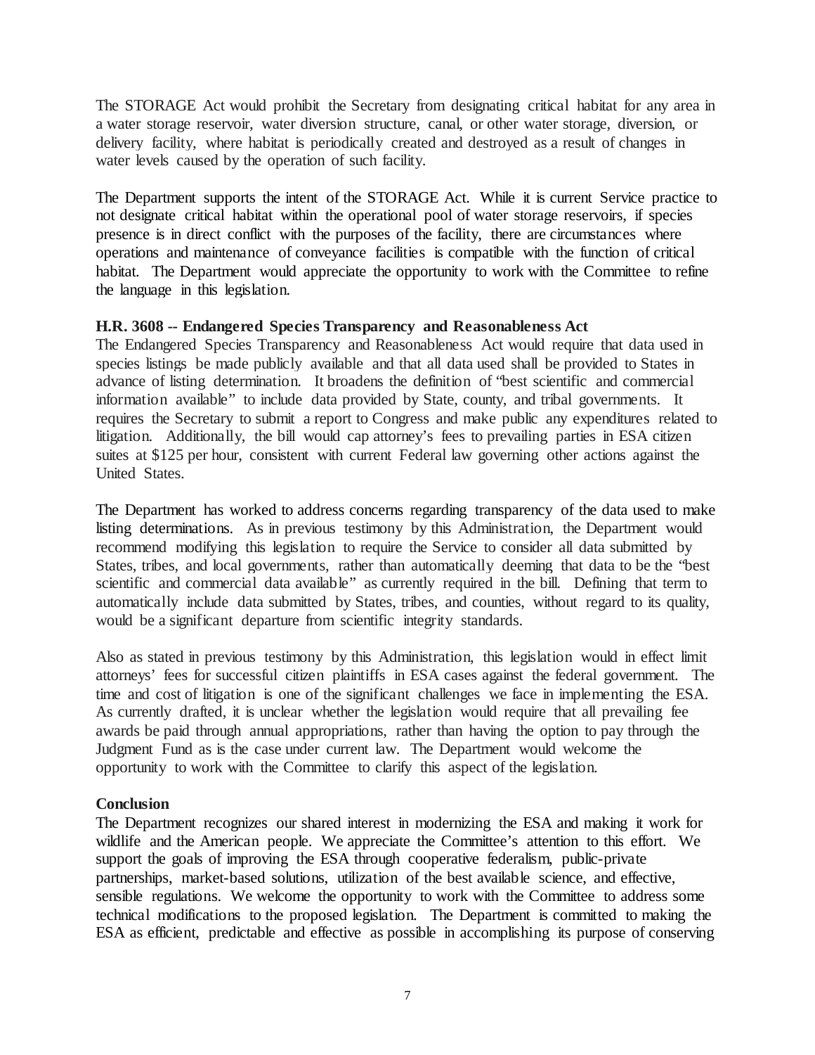The STORAGE Act would prohibit the Secretary from designating critical habitat for any area in a water storage reservoir, water diversion structure, canal, or other water storage, diversion, or delivery facility, where habitat is periodically created and destroyed as a result of changes in water levels caused by the operation of such facility.

The Department supports the intent of the STORAGE Act. While it is current Service practice to not designate critical habitat within the operational pool of water storage reservoirs, if species presence is in direct conflict with the purposes of the facility, there are circumstances where operations and maintenance of conveyance facilities is compatible with the function of critical habitat. The Department would appreciate the opportunity to work with the Committee to refine the language in this legislation.

**H.R. 3608 -- Endangered Species Transparency and Reasonableness Act**

The Endangered Species Transparency and Reasonableness Act would require that data used in species listings be made publicly available and that all data used shall be provided to States in advance of listing determination. It broadens the definition of "best scientific and commercial information available" to include data provided by State, county, and tribal governments. It requires the Secretary to submit a report to Congress and make public any expenditures related to litigation. Additionally, the bill would cap attorney's fees to prevailing parties in ESA citizen suites at $125 per hour, consistent with current Federal law governing other actions against the United States.

The Department has worked to address concerns regarding transparency of the data used to make listing determinations. As in previous testimony by this Administration, the Department would recommend modifying this legislation to require the Service to consider all data submitted by States, tribes, and local governments, rather than automatically deeming that data to be the "best scientific and commercial data available" as currently required in the bill. Defining that term to automatically include data submitted by States, tribes, and counties, without regard to its quality, would be a significant departure from scientific integrity standards.

Also as stated in previous testimony by this Administration, this legislation would in effect limit attorneys' fees for successful citizen plaintiffs in ESA cases against the federal government. The time and cost of litigation is one of the significant challenges we face in implementing the ESA. As currently drafted, it is unclear whether the legislation would require that all prevailing fee awards be paid through annual appropriations, rather than having the option to pay through the Judgment Fund as is the case under current law. The Department would welcome the opportunity to work with the Committee to clarify this aspect of the legislation.

**Conclusion**

The Department recognizes our shared interest in modernizing the ESA and making it work for wildlife and the American people. We appreciate the Committee's attention to this effort. We support the goals of improving the ESA through cooperative federalism, public-private partnerships, market-based solutions, utilization of the best available science, and effective, sensible regulations. We welcome the opportunity to work with the Committee to address some technical modifications to the proposed legislation. The Department is committed to making the ESA as efficient, predictable and effective as possible in accomplishing its purpose of conserving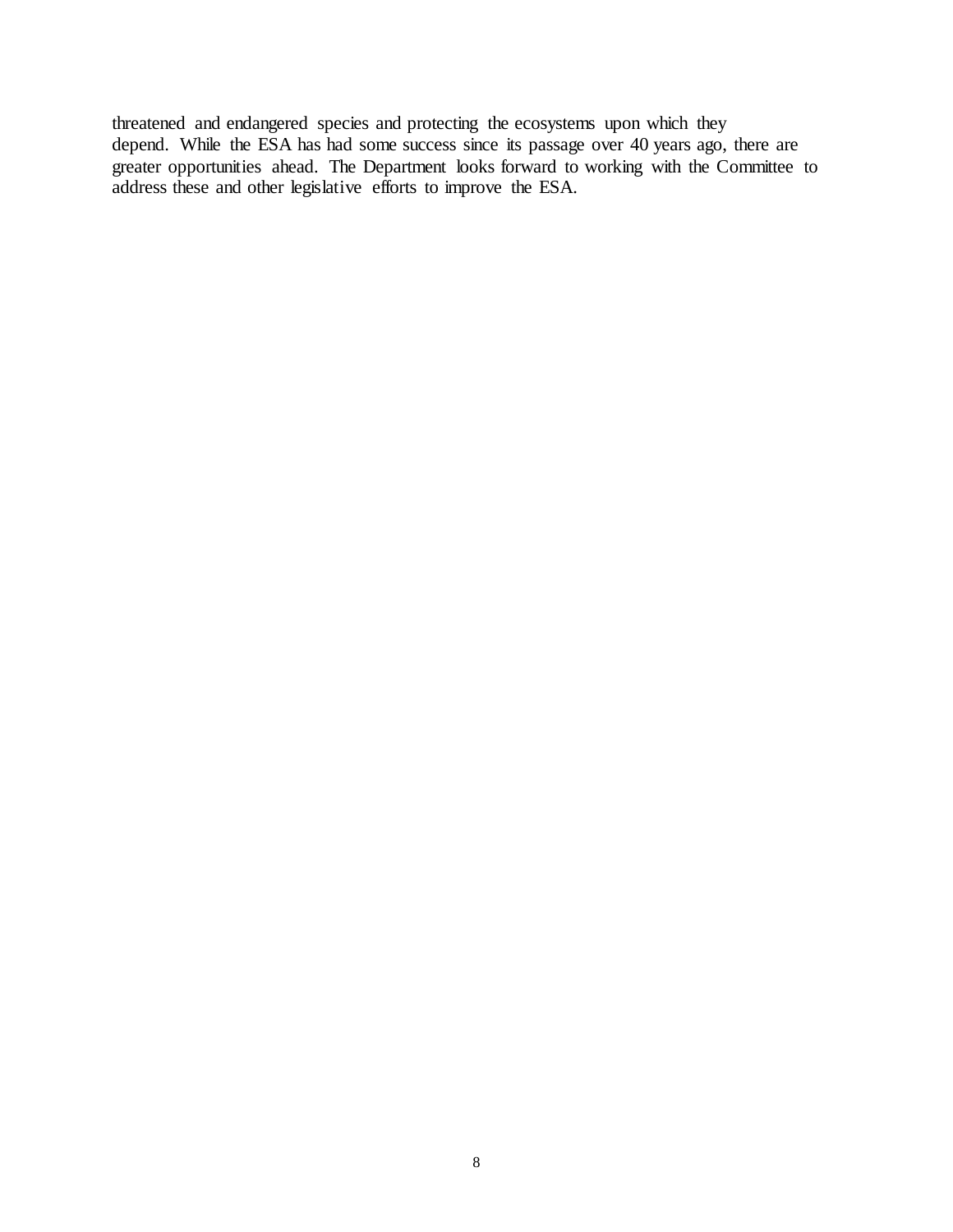threatened and endangered species and protecting the ecosystems upon which they depend. While the ESA has had some success since its passage over 40 years ago, there are greater opportunities ahead. The Department looks forward to working with the Committee to address these and other legislative efforts to improve the ESA.